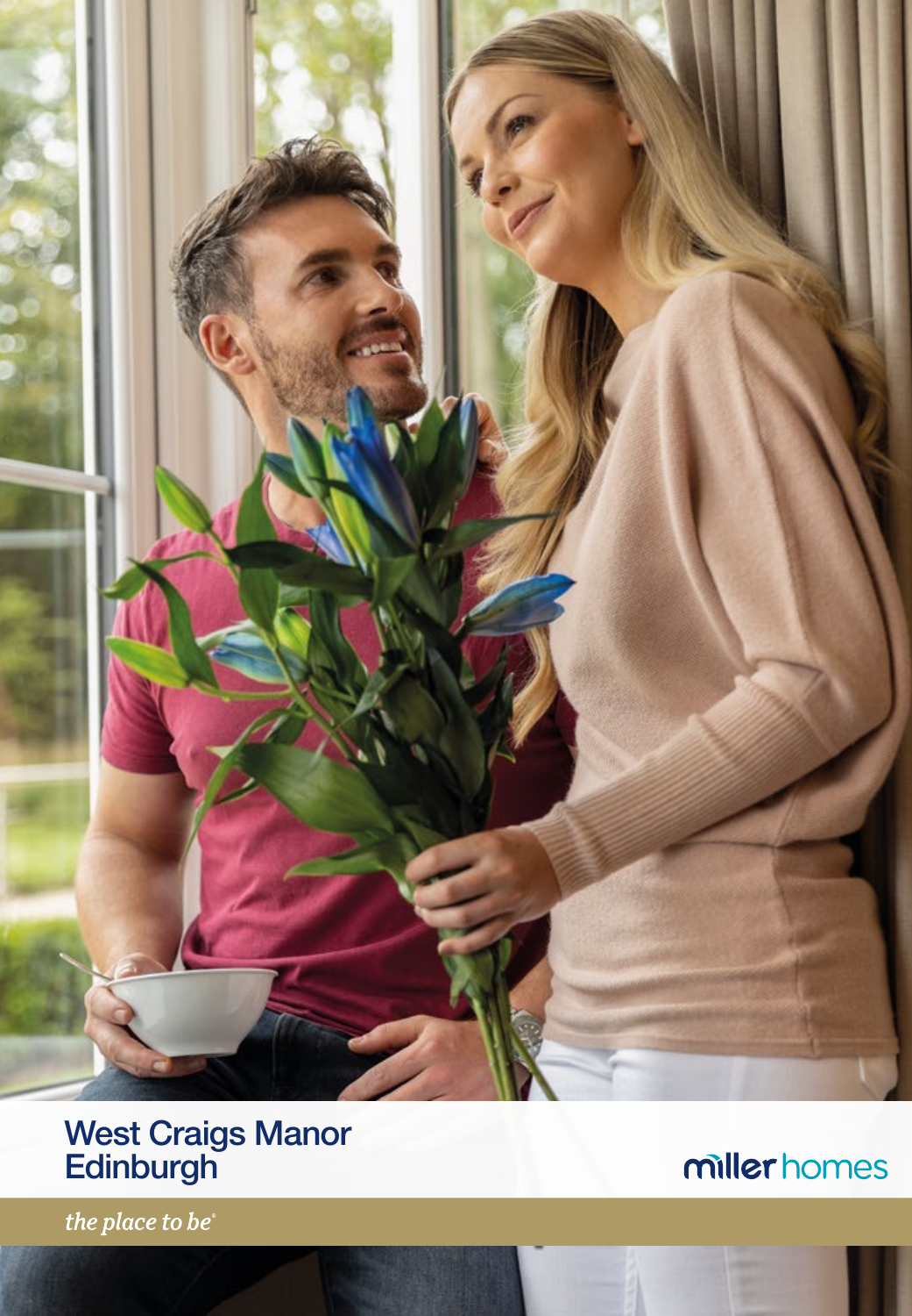# West Craigs Manor
# Edinburgh

miller homes

*the place to be*®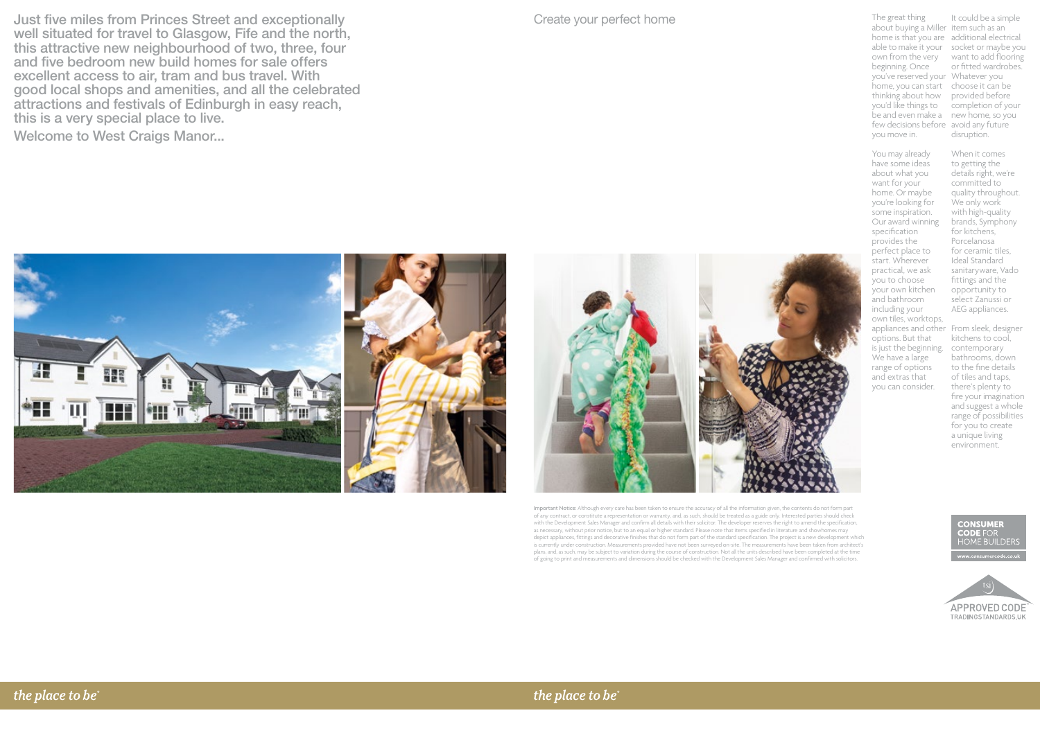**Just five miles from Princes Street and exceptionally well situated for travel to Glasgow, Fife and the north, this attractive new neighbourhood of two, three, four and five bedroom new build homes for sale offers excellent access to air, tram and bus travel. With good local shops and amenities, and all the celebrated attractions and festivals of Edinburgh in easy reach, this is a very special place to live.**

Welcome to West Craigs Manor...

## Create your perfect home

The great thing about buying a Miller home is that you are able to make it your own from the very beginning. Once you've reserved your home, you can start thinking about how you'd like things to be and even make a few decisions before you move in.

You may already have some ideas about what you want for your home. Or maybe you're looking for some inspiration. Our award winning specification provides the perfect place to start. Wherever practical, we ask you to choose your own kitchen and bathroom including your own tiles, worktops, appliances and other options. But that is just the beginning. We have a large range of options and extras that you can consider.

It could be a simple item such as an additional electrical socket or maybe you want to add flooring or fitted wardrobes. Whatever you choose it can be provided before completion of your new home, so you avoid any future disruption.

When it comes to getting the details right, we're committed to quality throughout. We only work with high-quality brands, Symphony for kitchens, Porcelanosa for ceramic tiles, Ideal Standard sanitaryware, Vado fittings and the opportunity to select Zanussi or AEG appliances.

From sleek, designer kitchens to cool, contemporary bathrooms, down to the fine details of tiles and taps, there's plenty to fire your imagination and suggest a whole range of possibilities for you to create a unique living environment.

**Important Notice:** Although every care has been taken to ensure the accuracy of all the information given, the contents do not form part of any contract, or constitute a representation or warranty, and, as such, should be treated as a guide only. Interested parties should check with the Development Sales Manager and confirm all details with their solicitor. The developer reserves the right to amend the specification, as necessary, without prior notice, but to an equal or higher standard. Please note that items specified in literature and showhomes may depict appliances, fittings and decorative finishes that do not form part of the standard specification. The project is a new development which is currently under construction. Measurements provided have not been surveyed on-site. The measurements have been taken from architect's plans, and, as such, may be subject to variation during the course of construction. Not all the units described have been completed at the time of going to print and measurements and dimensions should be checked with the Development Sales Manager and confirmed with solicitors.

CONSUMER CODE FOR HOME BUILDERS
www.consumercode.co.uk

tsi APPROVED CODE TRADINGSTANDARDS.UK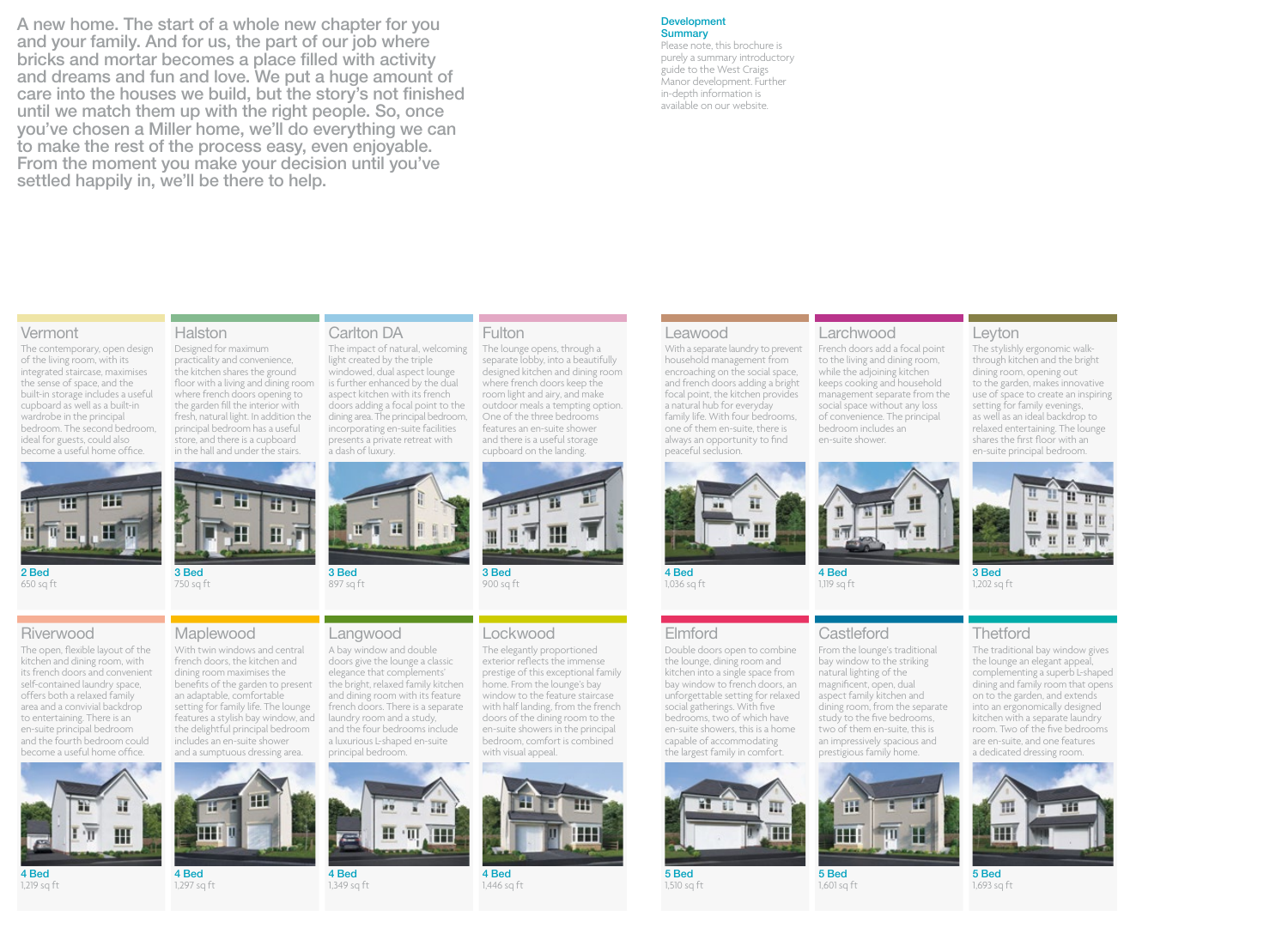A new home. The start of a whole new chapter for you and your family. And for us, the part of our job where bricks and mortar becomes a place filled with activity and dreams and fun and love. We put a huge amount of care into the houses we build, but the story's not finished until we match them up with the right people. So, once you've chosen a Miller home, we'll do everything we can to make the rest of the process easy, even enjoyable. From the moment you make your decision until you've settled happily in, we'll be there to help.

## Development Summary

Please note, this brochure is purely a summary introductory guide to the West Craigs Manor development. Further in-depth information is available on our website.

### Vermont

The contemporary, open design of the living room, with its integrated staircase, maximises the sense of space, and the built-in storage includes a useful cupboard as well as a built-in wardrobe in the principal bedroom. The second bedroom, ideal for guests, could also become a useful home office.

**2 Bed**
650 sq ft

### Halston

Designed for maximum practicality and convenience, the kitchen shares the ground floor with a living and dining room where french doors opening to the garden fill the interior with fresh, natural light. In addition the principal bedroom has a useful store, and there is a cupboard in the hall and under the stairs.

**3 Bed**
750 sq ft

### Carlton DA

The impact of natural, welcoming light created by the triple windowed, dual aspect lounge is further enhanced by the dual aspect kitchen with its french doors adding a focal point to the dining area. The principal bedroom, incorporating en-suite facilities presents a private retreat with a dash of luxury.

**3 Bed**
897 sq ft

### Fulton

The lounge opens, through a separate lobby, into a beautifully designed kitchen and dining room where french doors keep the room light and airy, and make outdoor meals a tempting option. One of the three bedrooms features an en-suite shower and there is a useful storage cupboard on the landing.

**3 Bed**
900 sq ft

### Leawood

With a separate laundry to prevent household management from encroaching on the social space, and french doors adding a bright focal point, the kitchen provides a natural hub for everyday family life. With four bedrooms, one of them en-suite, there is always an opportunity to find peaceful seclusion.

**4 Bed**
1,036 sq ft

### Larchwood

French doors add a focal point to the living and dining room, while the adjoining kitchen keeps cooking and household management separate from the social space without any loss of convenience. The principal bedroom includes an en-suite shower.

**4 Bed**
1,119 sq ft

### Leyton

The stylishly ergonomic walk-through kitchen and the bright dining room, opening out to the garden, makes innovative use of space to create an inspiring setting for family evenings, as well as an ideal backdrop to relaxed entertaining. The lounge shares the first floor with an en-suite principal bedroom.

**3 Bed**
1,202 sq ft

### Riverwood

The open, flexible layout of the kitchen and dining room, with its french doors and convenient self-contained laundry space, offers both a relaxed family area and a convivial backdrop to entertaining. There is an en-suite principal bedroom and the fourth bedroom could become a useful home office.

**4 Bed**
1,219 sq ft

### Maplewood

With twin windows and central french doors, the kitchen and dining room maximises the benefits of the garden to present an adaptable, comfortable setting for family life. The lounge features a stylish bay window, and the delightful principal bedroom includes an en-suite shower and a sumptuous dressing area.

**4 Bed**
1,297 sq ft

### Langwood

A bay window and double doors give the lounge a classic elegance that complements the bright, relaxed family kitchen and dining room with its feature french doors. There is a separate laundry room and a study, and the four bedrooms include a luxurious L-shaped en-suite principal bedroom.

**4 Bed**
1,349 sq ft

### Lockwood

The elegantly proportioned exterior reflects the immense prestige of this exceptional family home. From the lounge's bay window to the feature staircase with half landing, from the french doors of the dining room to the en-suite showers in the principal bedroom, comfort is combined with visual appeal.

**4 Bed**
1,446 sq ft

### Elmford

Double doors open to combine the lounge, dining room and kitchen into a single space from bay window to french doors, an unforgettable setting for relaxed social gatherings. With five bedrooms, two of which have en-suite showers, this is a home capable of accommodating the largest family in comfort.

**5 Bed**
1,510 sq ft

### Castleford

From the lounge's traditional bay window to the striking natural lighting of the magnificent, open, dual aspect family kitchen and dining room, from the separate study to the five bedrooms, two of them en-suite, this is an impressively spacious and prestigious family home.

**5 Bed**
1,601 sq ft

### Thetford

The traditional bay window gives the lounge an elegant appeal, complementing a superb L-shaped dining and family room that opens on to the garden, and extends into an ergonomically designed kitchen with a separate laundry room. Two of the five bedrooms are en-suite, and one features a dedicated dressing room.

**5 Bed**
1,693 sq ft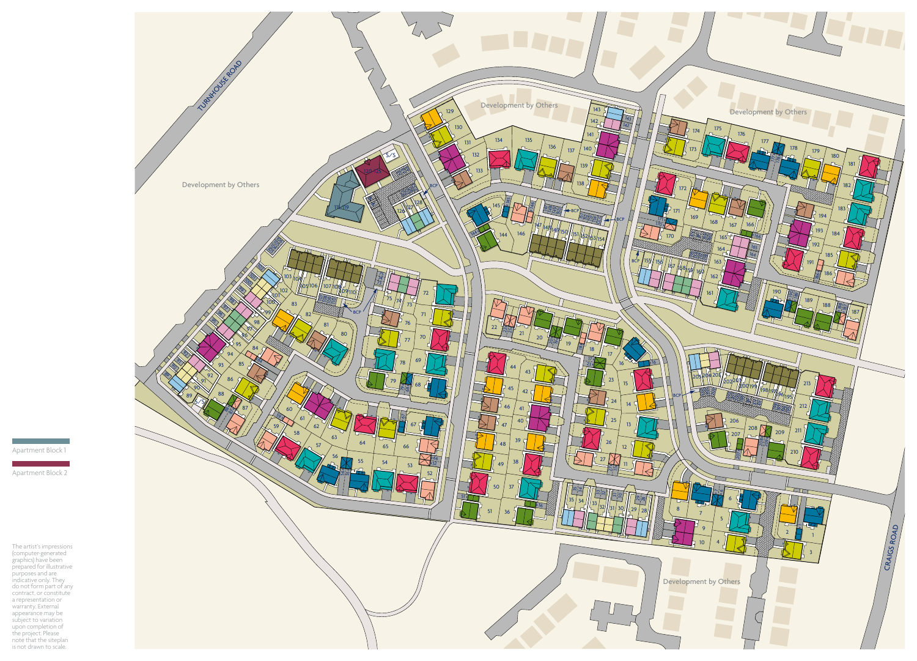Apartment Block 1

Apartment Block 2

The artist's impressions (computer-generated graphics) have been prepared for illustrative purposes and are indicative only. They do not form part of any contract, or constitute a representation or warranty. External appearance may be subject to variation upon completion of the project. Please note that the siteplan is not drawn to scale.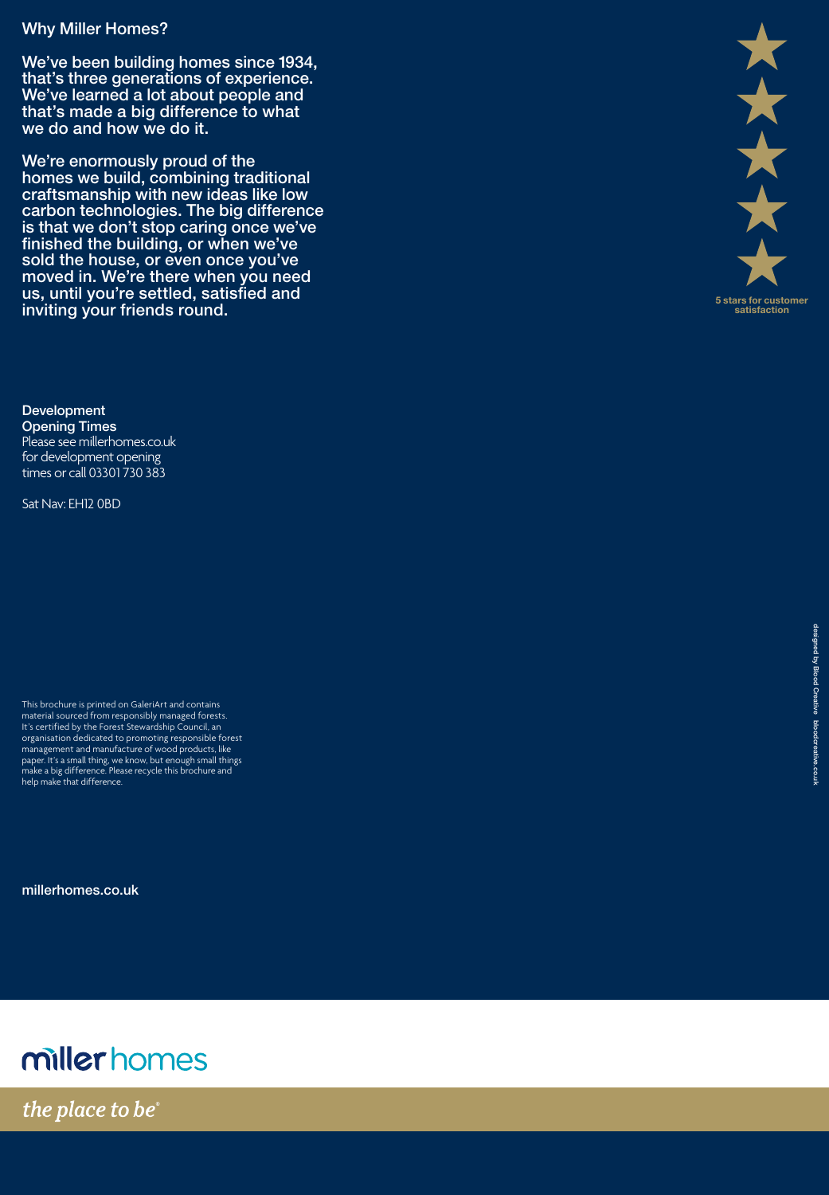## Why Miller Homes?

We've been building homes since 1934, that's three generations of experience. We've learned a lot about people and that's made a big difference to what we do and how we do it.

We're enormously proud of the homes we build, combining traditional craftsmanship with new ideas like low carbon technologies. The big difference is that we don't stop caring once we've finished the building, or when we've sold the house, or even once you've moved in. We're there when you need us, until you're settled, satisfied and inviting your friends round.

5 stars for customer satisfaction

**Development Opening Times**
Please see millerhomes.co.uk for development opening times or call 03301 730 383

Sat Nav: EH12 0BD

This brochure is printed on GaleriArt and contains material sourced from responsibly managed forests. It's certified by the Forest Stewardship Council, an organisation dedicated to promoting responsible forest management and manufacture of wood products, like paper. It's a small thing, we know, but enough small things make a big difference. Please recycle this brochure and help make that difference.

designed by Blood Creative bloodcreative.co.uk

millerhomes.co.uk

miller homes

*the place to be*®